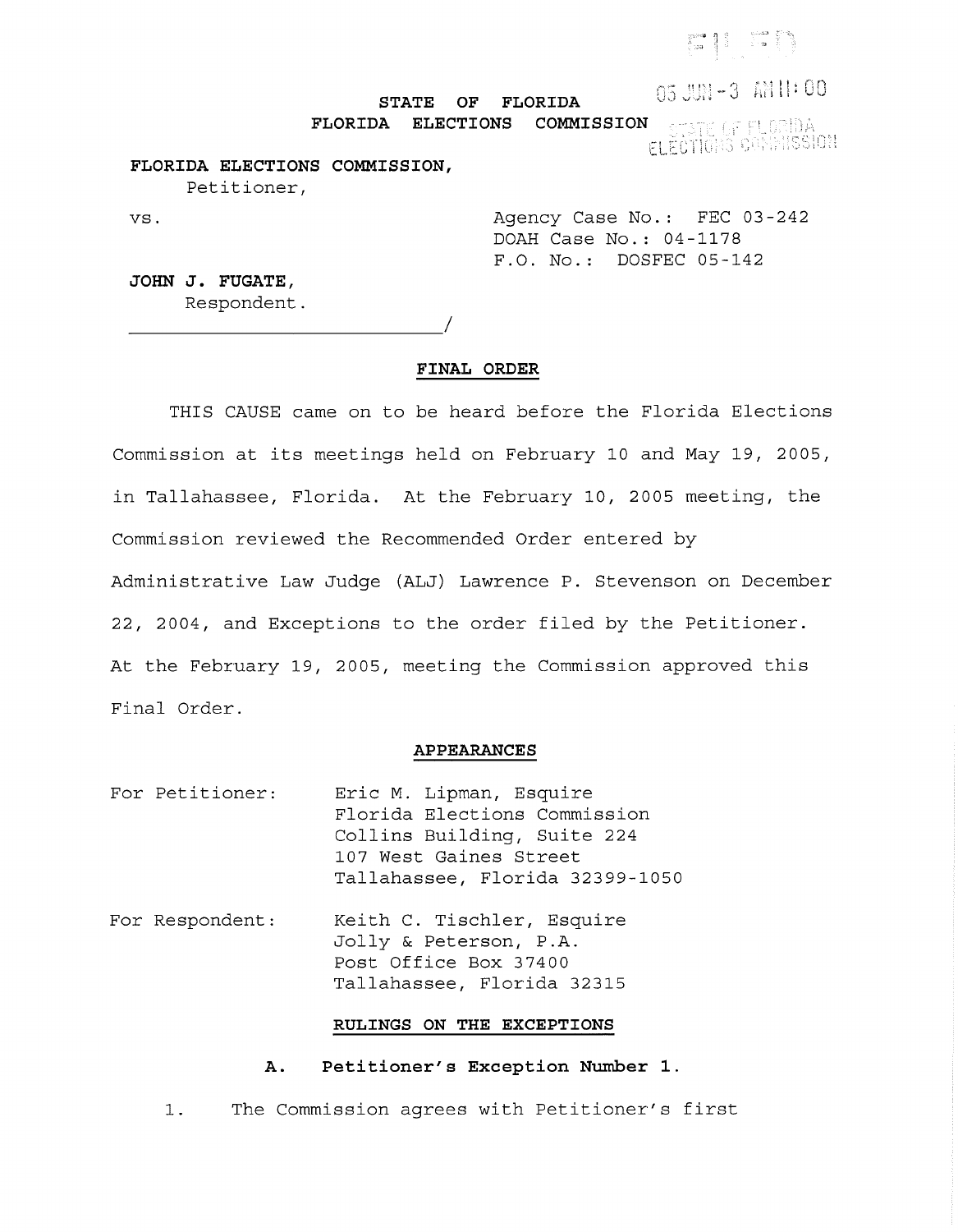FILED

05 JUN -3 AM 11:00

STATE OF FLORIDA ELECTIONS COMMISSION

**STATE OF FLORIDA**
**FLORIDA ELECTIONS COMMISSION**

**FLORIDA ELECTIONS COMMISSION,**
Petitioner,

vs.

Agency Case No.: FEC 03-242
DOAH Case No.: 04-1178
F.O. No.: DOSFEC 05-142

**JOHN J. FUGATE,**
Respondent.
_______________________________/

**FINAL ORDER**

THIS CAUSE came on to be heard before the Florida Elections Commission at its meetings held on February 10 and May 19, 2005, in Tallahassee, Florida. At the February 10, 2005 meeting, the Commission reviewed the Recommended Order entered by Administrative Law Judge (ALJ) Lawrence P. Stevenson on December 22, 2004, and Exceptions to the order filed by the Petitioner. At the February 19, 2005, meeting the Commission approved this Final Order.

**APPEARANCES**

For Petitioner: Eric M. Lipman, Esquire
Florida Elections Commission
Collins Building, Suite 224
107 West Gaines Street
Tallahassee, Florida 32399-1050

For Respondent: Keith C. Tischler, Esquire
Jolly & Peterson, P.A.
Post Office Box 37400
Tallahassee, Florida 32315

**RULINGS ON THE EXCEPTIONS**

**A. Petitioner's Exception Number 1.**

1. The Commission agrees with Petitioner's first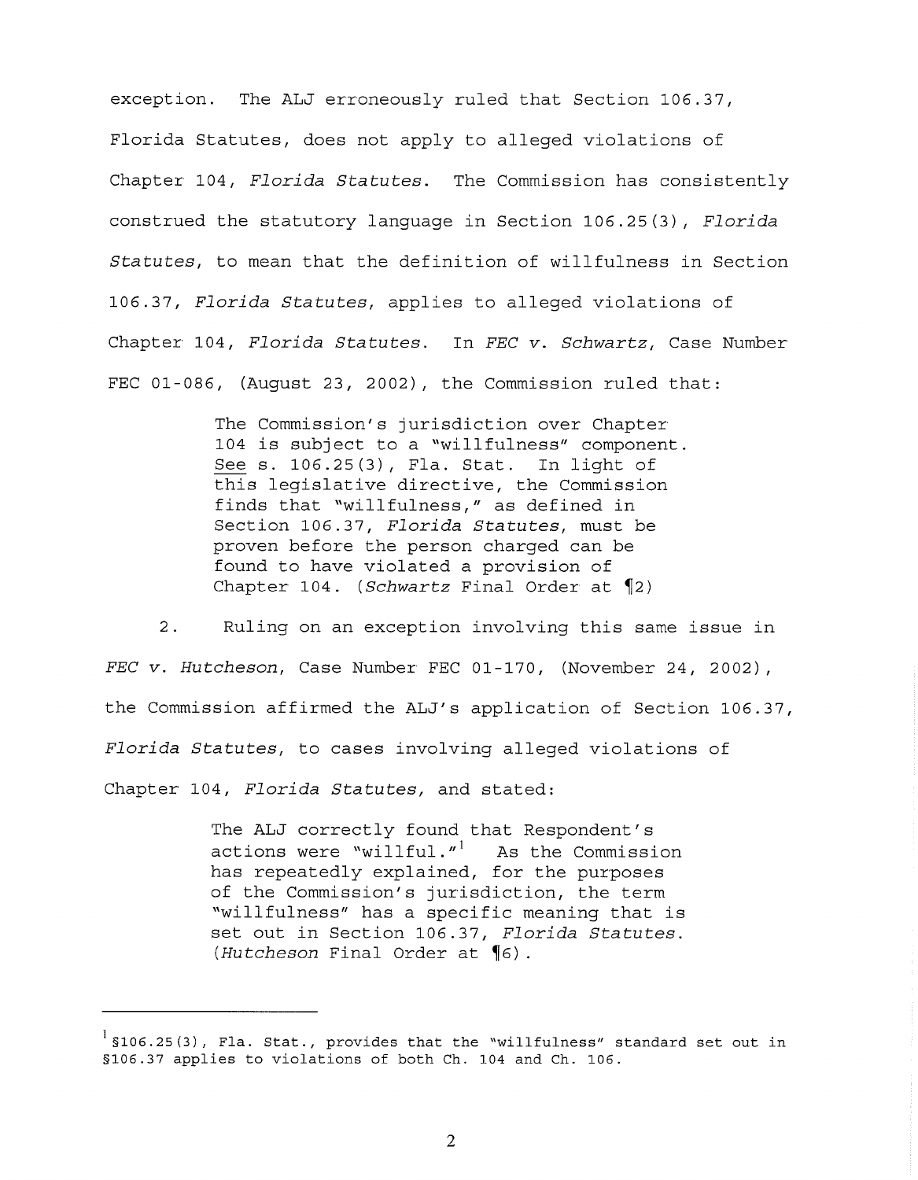exception. The ALJ erroneously ruled that Section 106.37, Florida Statutes, does not apply to alleged violations of Chapter 104, *Florida Statutes*. The Commission has consistently construed the statutory language in Section 106.25(3), *Florida Statutes*, to mean that the definition of willfulness in Section 106.37, *Florida Statutes*, applies to alleged violations of Chapter 104, *Florida Statutes*. In *FEC v. Schwartz*, Case Number FEC 01-086, (August 23, 2002), the Commission ruled that:

> The Commission's jurisdiction over Chapter 104 is subject to a "willfulness" component. <u>See</u> s. 106.25(3), Fla. Stat. In light of this legislative directive, the Commission finds that "willfulness," as defined in Section 106.37, *Florida Statutes*, must be proven before the person charged can be found to have violated a provision of Chapter 104. (*Schwartz* Final Order at ¶2)

2. Ruling on an exception involving this same issue in *FEC v. Hutcheson*, Case Number FEC 01-170, (November 24, 2002), the Commission affirmed the ALJ's application of Section 106.37, *Florida Statutes*, to cases involving alleged violations of Chapter 104, *Florida Statutes*, and stated:

> The ALJ correctly found that Respondent's actions were "willful."[1] As the Commission has repeatedly explained, for the purposes of the Commission's jurisdiction, the term "willfulness" has a specific meaning that is set out in Section 106.37, *Florida Statutes*. (*Hutcheson* Final Order at ¶6).

---

[1] §106.25(3), Fla. Stat., provides that the "willfulness" standard set out in §106.37 applies to violations of both Ch. 104 and Ch. 106.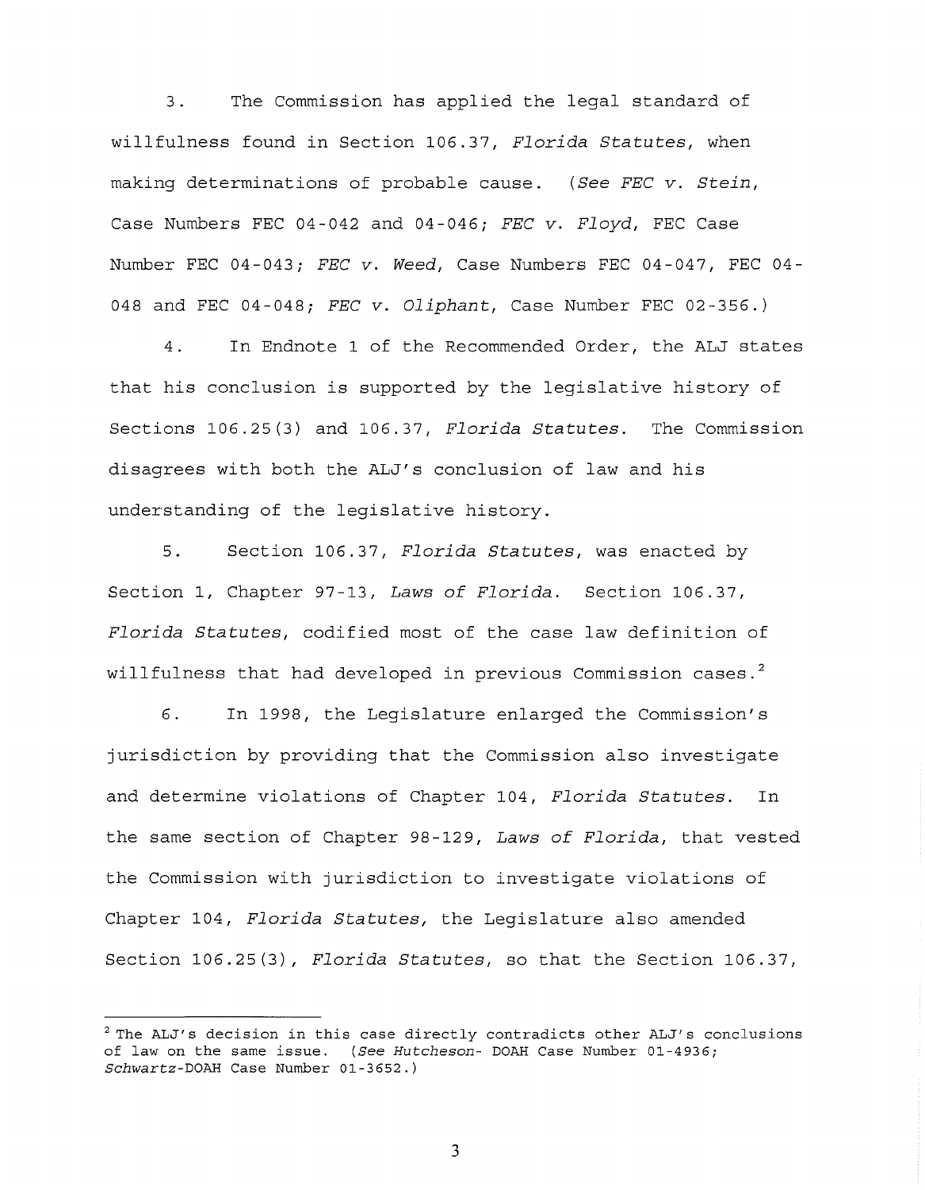3. The Commission has applied the legal standard of willfulness found in Section 106.37, *Florida Statutes*, when making determinations of probable cause. (*See FEC v. Stein*, Case Numbers FEC 04-042 and 04-046; *FEC v. Floyd*, FEC Case Number FEC 04-043; *FEC v. Weed*, Case Numbers FEC 04-047, FEC 04-048 and FEC 04-048; *FEC v. Oliphant*, Case Number FEC 02-356.)

4. In Endnote 1 of the Recommended Order, the ALJ states that his conclusion is supported by the legislative history of Sections 106.25(3) and 106.37, *Florida Statutes*. The Commission disagrees with both the ALJ's conclusion of law and his understanding of the legislative history.

5. Section 106.37, *Florida Statutes*, was enacted by Section 1, Chapter 97-13, *Laws of Florida*. Section 106.37, *Florida Statutes*, codified most of the case law definition of willfulness that had developed in previous Commission cases.[2]

6. In 1998, the Legislature enlarged the Commission's jurisdiction by providing that the Commission also investigate and determine violations of Chapter 104, *Florida Statutes*. In the same section of Chapter 98-129, *Laws of Florida*, that vested the Commission with jurisdiction to investigate violations of Chapter 104, *Florida Statutes*, the Legislature also amended Section 106.25(3), *Florida Statutes*, so that the Section 106.37,

---

[2] The ALJ's decision in this case directly contradicts other ALJ's conclusions of law on the same issue. (*See Hutcheson*- DOAH Case Number 01-4936; *Schwartz*-DOAH Case Number 01-3652.)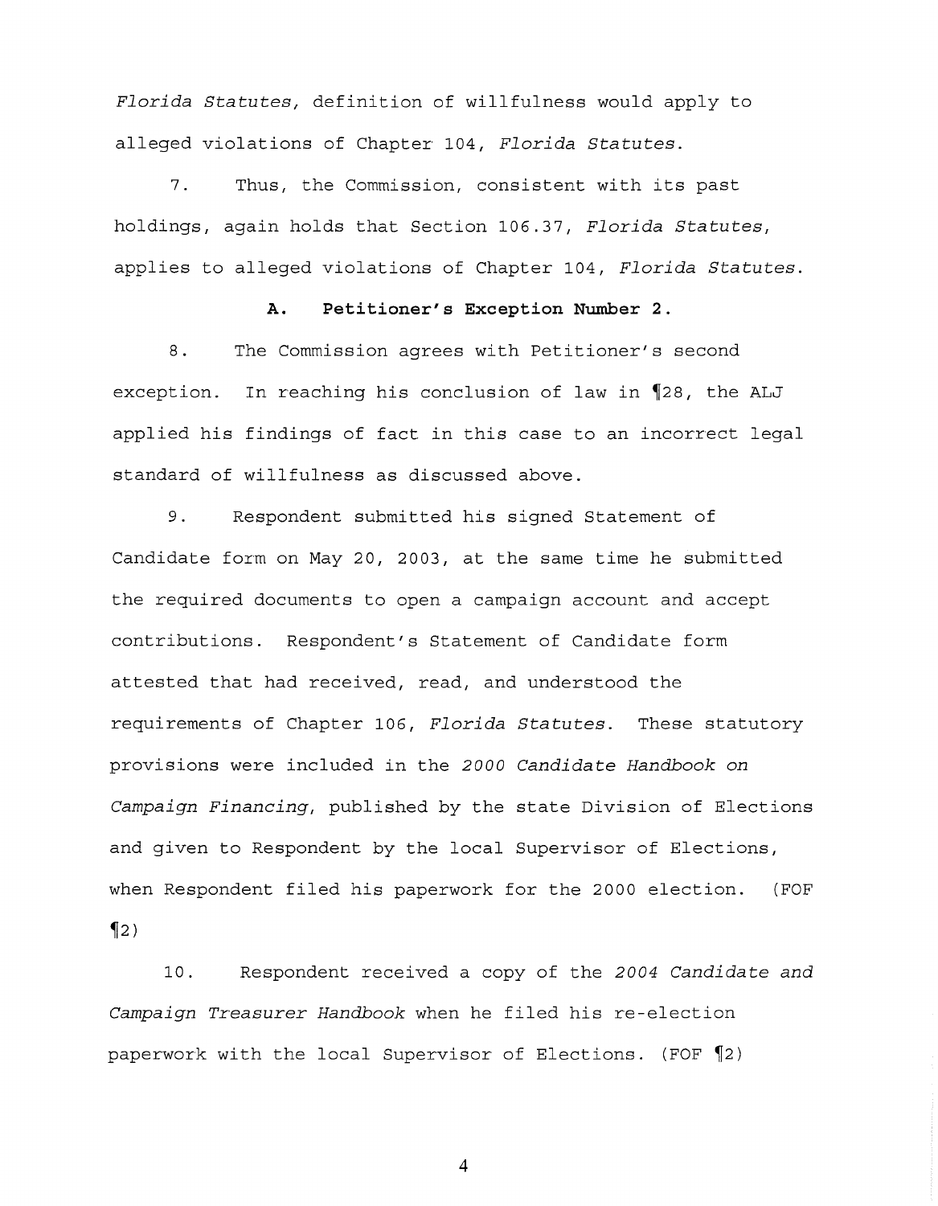*Florida Statutes,* definition of willfulness would apply to alleged violations of Chapter 104, *Florida Statutes.*

7. Thus, the Commission, consistent with its past holdings, again holds that Section 106.37, *Florida Statutes,* applies to alleged violations of Chapter 104, *Florida Statutes.*

**A. Petitioner's Exception Number 2.**

8. The Commission agrees with Petitioner's second exception. In reaching his conclusion of law in ¶28, the ALJ applied his findings of fact in this case to an incorrect legal standard of willfulness as discussed above.

9. Respondent submitted his signed Statement of Candidate form on May 20, 2003, at the same time he submitted the required documents to open a campaign account and accept contributions. Respondent's Statement of Candidate form attested that had received, read, and understood the requirements of Chapter 106, *Florida Statutes.* These statutory provisions were included in the *2000 Candidate Handbook on Campaign Financing*, published by the state Division of Elections and given to Respondent by the local Supervisor of Elections, when Respondent filed his paperwork for the 2000 election. (FOF ¶2)

10. Respondent received a copy of the *2004 Candidate and Campaign Treasurer Handbook* when he filed his re-election paperwork with the local Supervisor of Elections. (FOF ¶2)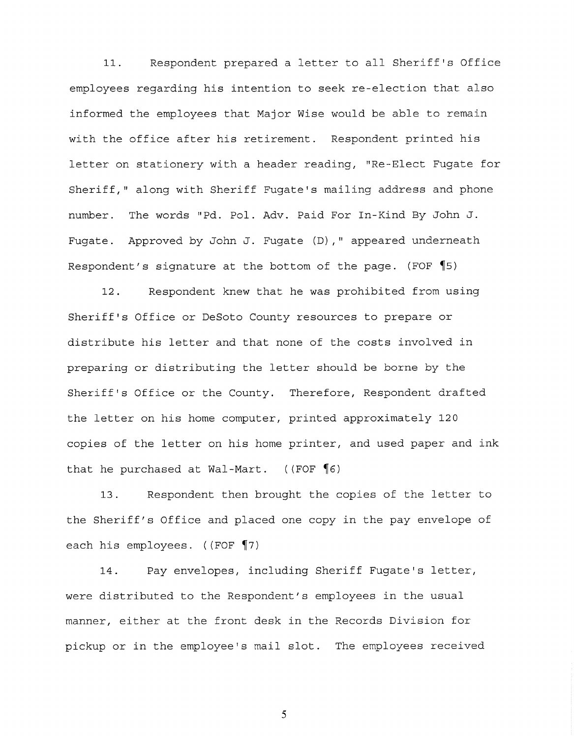11. Respondent prepared a letter to all Sheriff's Office employees regarding his intention to seek re-election that also informed the employees that Major Wise would be able to remain with the office after his retirement. Respondent printed his letter on stationery with a header reading, "Re-Elect Fugate for Sheriff," along with Sheriff Fugate's mailing address and phone number. The words "Pd. Pol. Adv. Paid For In-Kind By John J. Fugate. Approved by John J. Fugate (D)," appeared underneath Respondent's signature at the bottom of the page. (FOF ¶5)

12. Respondent knew that he was prohibited from using Sheriff's Office or DeSoto County resources to prepare or distribute his letter and that none of the costs involved in preparing or distributing the letter should be borne by the Sheriff's Office or the County. Therefore, Respondent drafted the letter on his home computer, printed approximately 120 copies of the letter on his home printer, and used paper and ink that he purchased at Wal-Mart. ((FOF ¶6)

13. Respondent then brought the copies of the letter to the Sheriff's Office and placed one copy in the pay envelope of each his employees. ((FOF ¶7)

14. Pay envelopes, including Sheriff Fugate's letter, were distributed to the Respondent's employees in the usual manner, either at the front desk in the Records Division for pickup or in the employee's mail slot. The employees received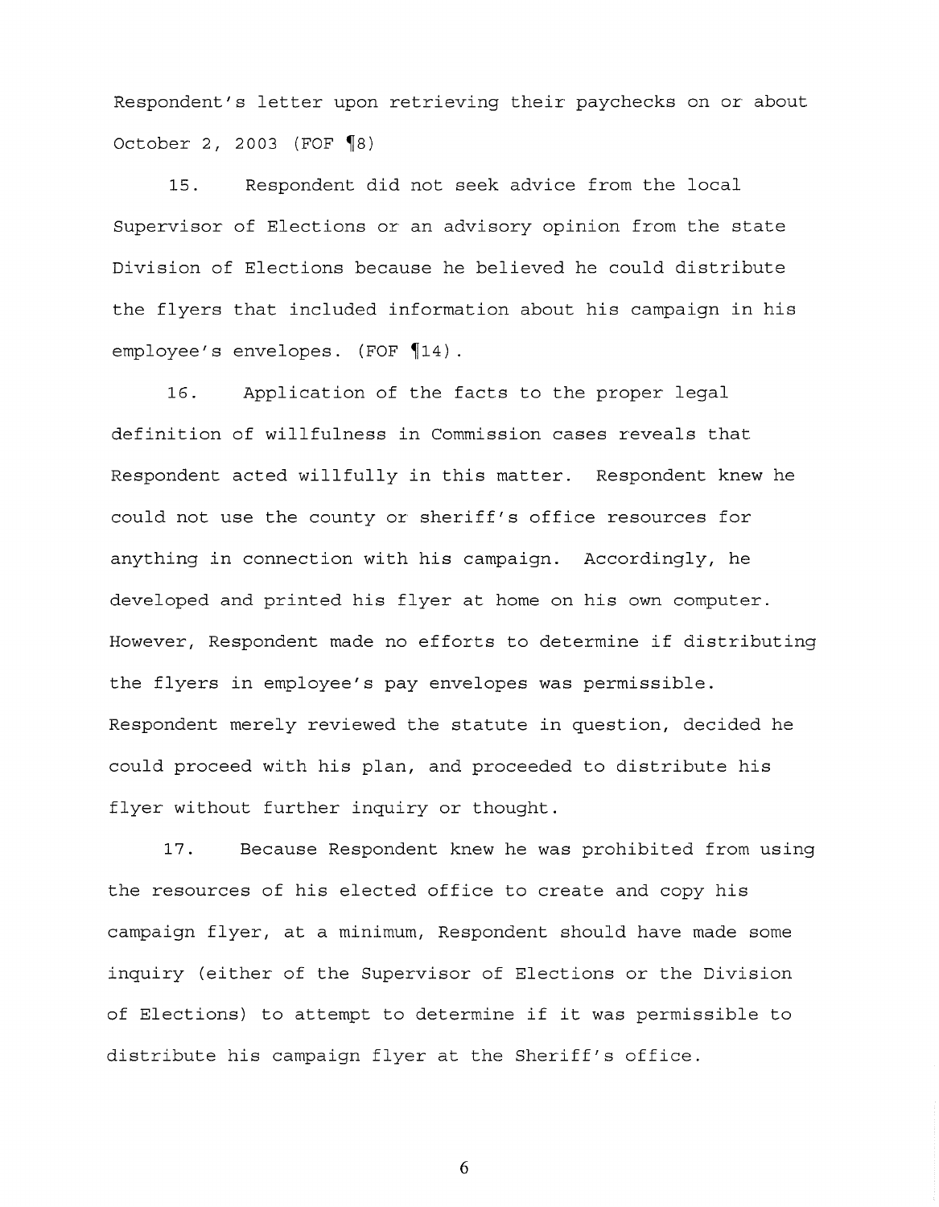Respondent's letter upon retrieving their paychecks on or about October 2, 2003 (FOF ¶8)

15. Respondent did not seek advice from the local Supervisor of Elections or an advisory opinion from the state Division of Elections because he believed he could distribute the flyers that included information about his campaign in his employee's envelopes. (FOF ¶14).

16. Application of the facts to the proper legal definition of willfulness in Commission cases reveals that Respondent acted willfully in this matter. Respondent knew he could not use the county or sheriff's office resources for anything in connection with his campaign. Accordingly, he developed and printed his flyer at home on his own computer. However, Respondent made no efforts to determine if distributing the flyers in employee's pay envelopes was permissible. Respondent merely reviewed the statute in question, decided he could proceed with his plan, and proceeded to distribute his flyer without further inquiry or thought.

17. Because Respondent knew he was prohibited from using the resources of his elected office to create and copy his campaign flyer, at a minimum, Respondent should have made some inquiry (either of the Supervisor of Elections or the Division of Elections) to attempt to determine if it was permissible to distribute his campaign flyer at the Sheriff's office.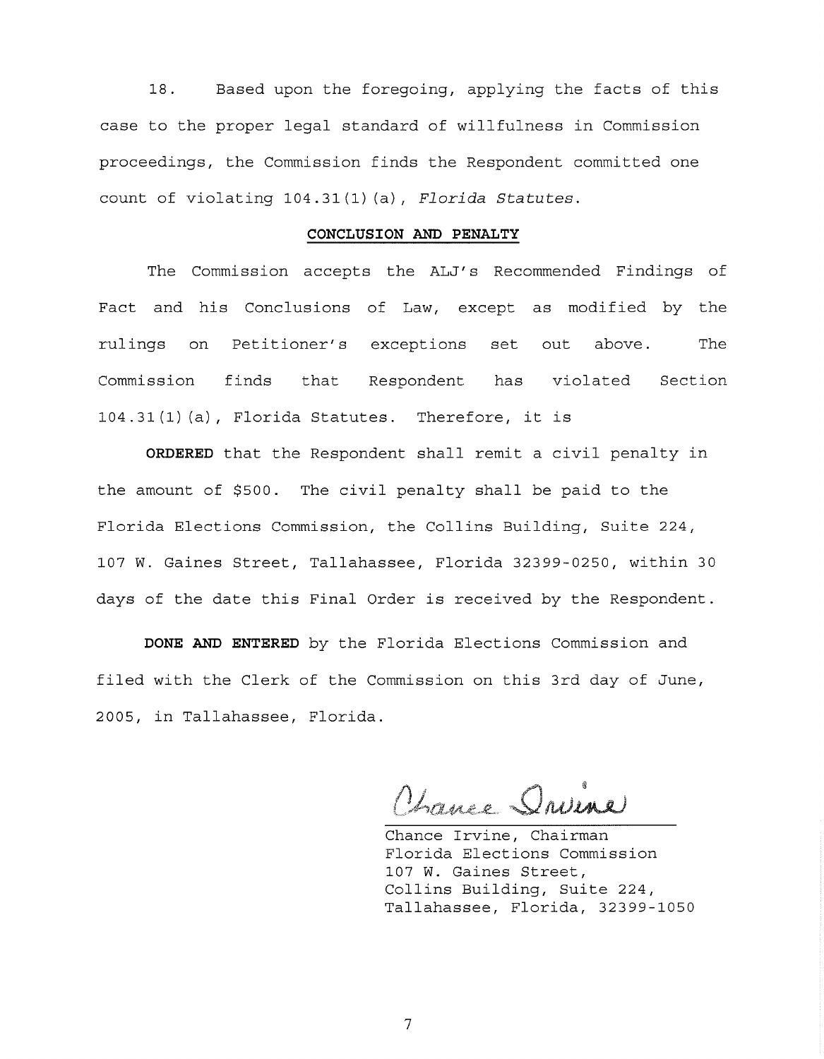18. Based upon the foregoing, applying the facts of this case to the proper legal standard of willfulness in Commission proceedings, the Commission finds the Respondent committed one count of violating 104.31(1)(a), *Florida Statutes*.

## CONCLUSION AND PENALTY

The Commission accepts the ALJ's Recommended Findings of Fact and his Conclusions of Law, except as modified by the rulings on Petitioner's exceptions set out above. The Commission finds that Respondent has violated Section 104.31(1)(a), Florida Statutes. Therefore, it is

**ORDERED** that the Respondent shall remit a civil penalty in the amount of $500. The civil penalty shall be paid to the Florida Elections Commission, the Collins Building, Suite 224, 107 W. Gaines Street, Tallahassee, Florida 32399-0250, within 30 days of the date this Final Order is received by the Respondent.

**DONE AND ENTERED** by the Florida Elections Commission and filed with the Clerk of the Commission on this 3rd day of June, 2005, in Tallahassee, Florida.

Chance Irvine

Chance Irvine, Chairman
Florida Elections Commission
107 W. Gaines Street,
Collins Building, Suite 224,
Tallahassee, Florida, 32399-1050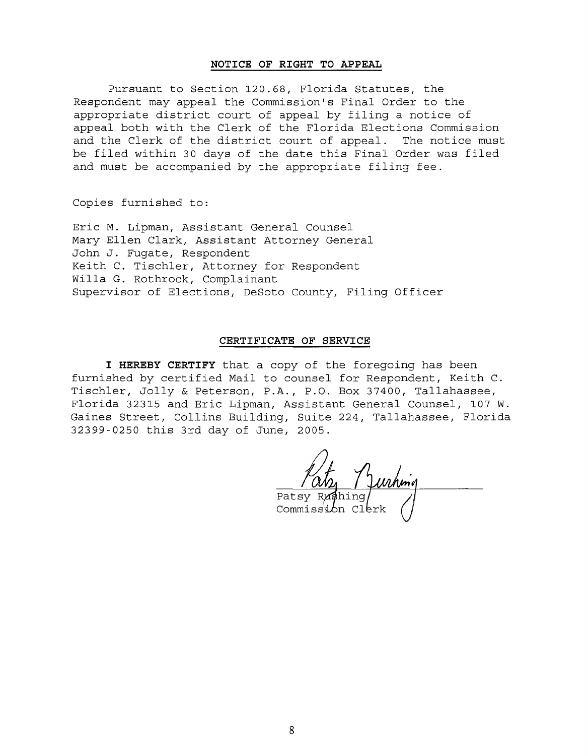## NOTICE OF RIGHT TO APPEAL

Pursuant to Section 120.68, Florida Statutes, the Respondent may appeal the Commission's Final Order to the appropriate district court of appeal by filing a notice of appeal both with the Clerk of the Florida Elections Commission and the Clerk of the district court of appeal. The notice must be filed within 30 days of the date this Final Order was filed and must be accompanied by the appropriate filing fee.

Copies furnished to:

Eric M. Lipman, Assistant General Counsel
Mary Ellen Clark, Assistant Attorney General
John J. Fugate, Respondent
Keith C. Tischler, Attorney for Respondent
Willa G. Rothrock, Complainant
Supervisor of Elections, DeSoto County, Filing Officer

## CERTIFICATE OF SERVICE

**I HEREBY CERTIFY** that a copy of the foregoing has been furnished by certified Mail to counsel for Respondent, Keith C. Tischler, Jolly & Peterson, P.A., P.O. Box 37400, Tallahassee, Florida 32315 and Eric Lipman, Assistant General Counsel, 107 W. Gaines Street, Collins Building, Suite 224, Tallahassee, Florida 32399-0250 this 3rd day of June, 2005.

Patsy Rushing
Commission Clerk